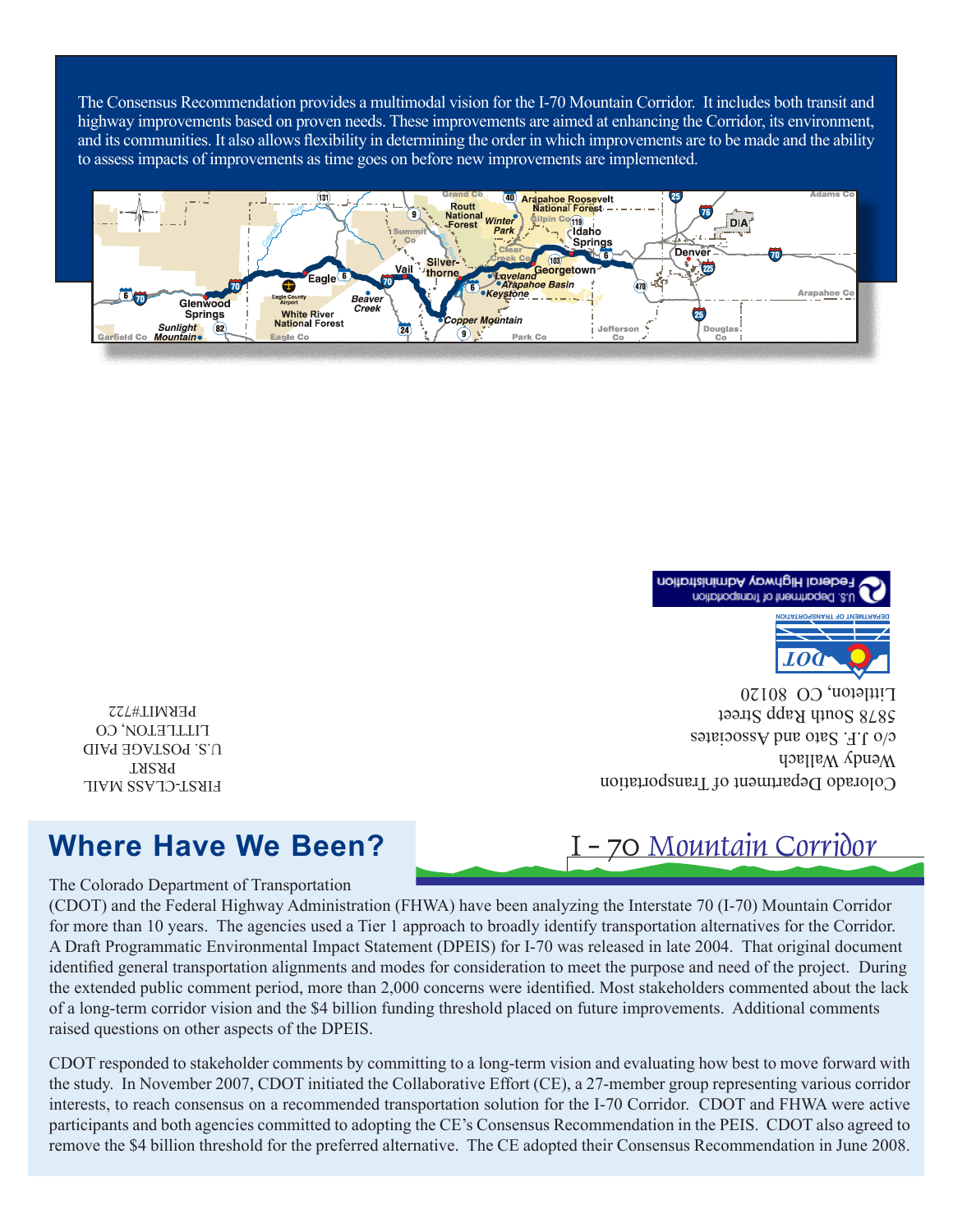The Consensus Recommendation provides a multimodal vision for the I-70 Mountain Corridor. It includes both transit and highway improvements based on proven needs. These improvements are aimed at enhancing the Corridor, its environment, and its communities. It also allows flexibility in determining the order in which improvements are to be made and the ability to assess impacts of improvements as time goes on before new improvements are implemented.

FIRST-CLASS MAIL
PRSRT
U.S. POSTAGE PAID
LITTLETON, CO
PERMIT#722

Colorado Department of Transportation
Wendy Wallach
c/o J.F. Sato and Associates
5878 South Rapp Street
Littleton, CO 80120

U.S. Department of Transportation Federal Highway Administration

DEPARTMENT OF TRANSPORTATION

## Where Have We Been?

# I - 70 *Mountain Corridor*

The Colorado Department of Transportation (CDOT) and the Federal Highway Administration (FHWA) have been analyzing the Interstate 70 (I-70) Mountain Corridor for more than 10 years. The agencies used a Tier 1 approach to broadly identify transportation alternatives for the Corridor. A Draft Programmatic Environmental Impact Statement (DPEIS) for I-70 was released in late 2004. That original document identified general transportation alignments and modes for consideration to meet the purpose and need of the project. During the extended public comment period, more than 2,000 concerns were identified. Most stakeholders commented about the lack of a long-term corridor vision and the $4 billion funding threshold placed on future improvements. Additional comments raised questions on other aspects of the DPEIS.

CDOT responded to stakeholder comments by committing to a long-term vision and evaluating how best to move forward with the study. In November 2007, CDOT initiated the Collaborative Effort (CE), a 27-member group representing various corridor interests, to reach consensus on a recommended transportation solution for the I-70 Corridor. CDOT and FHWA were active participants and both agencies committed to adopting the CE's Consensus Recommendation in the PEIS. CDOT also agreed to remove the $4 billion threshold for the preferred alternative. The CE adopted their Consensus Recommendation in June 2008.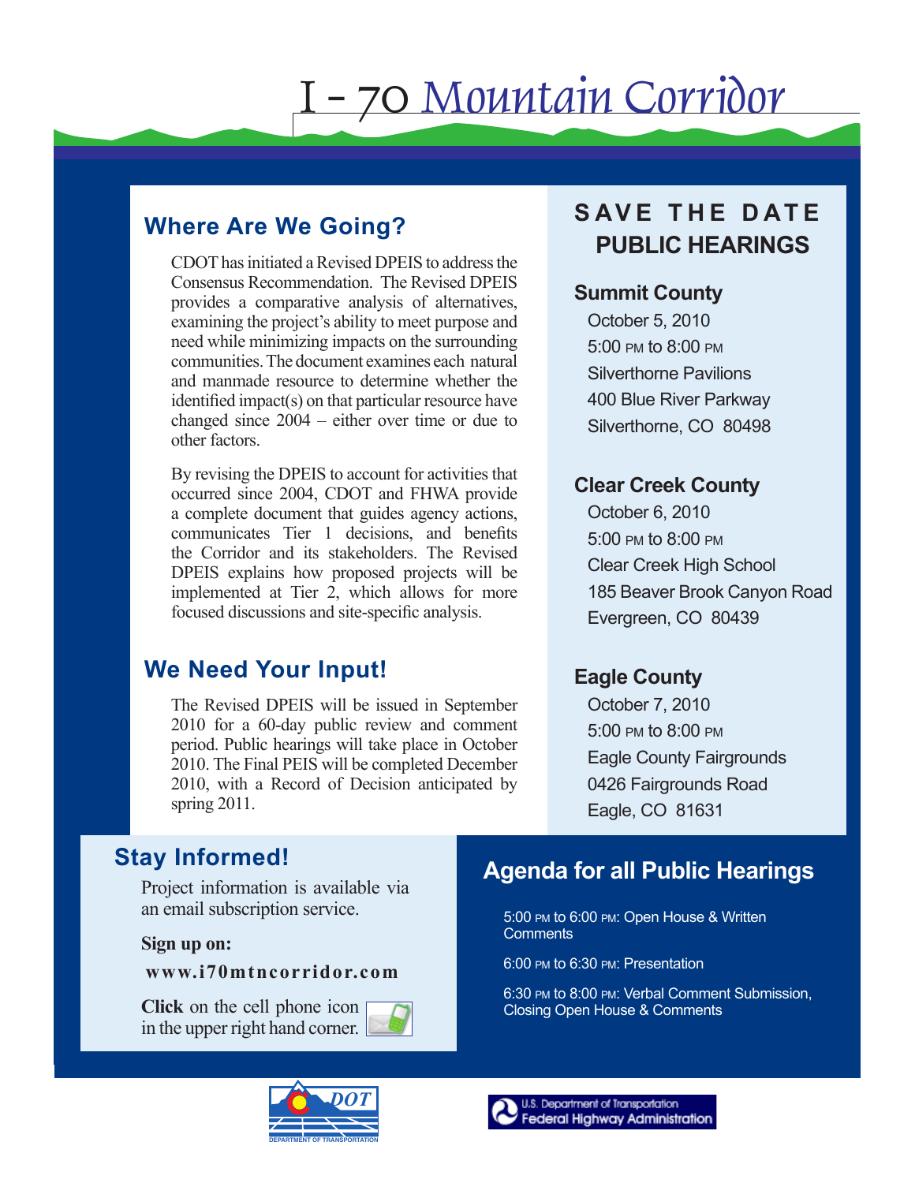# I - 70 Mountain Corridor

## Where Are We Going?

CDOT has initiated a Revised DPEIS to address the Consensus Recommendation. The Revised DPEIS provides a comparative analysis of alternatives, examining the project's ability to meet purpose and need while minimizing impacts on the surrounding communities. The document examines each natural and manmade resource to determine whether the identified impact(s) on that particular resource have changed since 2004 – either over time or due to other factors.

By revising the DPEIS to account for activities that occurred since 2004, CDOT and FHWA provide a complete document that guides agency actions, communicates Tier 1 decisions, and benefits the Corridor and its stakeholders. The Revised DPEIS explains how proposed projects will be implemented at Tier 2, which allows for more focused discussions and site-specific analysis.

## We Need Your Input!

The Revised DPEIS will be issued in September 2010 for a 60-day public review and comment period. Public hearings will take place in October 2010. The Final PEIS will be completed December 2010, with a Record of Decision anticipated by spring 2011.

## SAVE THE DATE PUBLIC HEARINGS

### Summit County

October 5, 2010
5:00 PM to 8:00 PM
Silverthorne Pavilions
400 Blue River Parkway
Silverthorne, CO 80498

### Clear Creek County

October 6, 2010
5:00 PM to 8:00 PM
Clear Creek High School
185 Beaver Brook Canyon Road
Evergreen, CO 80439

### Eagle County

October 7, 2010
5:00 PM to 8:00 PM
Eagle County Fairgrounds
0426 Fairgrounds Road
Eagle, CO 81631

## Stay Informed!

Project information is available via an email subscription service.

**Sign up on:**

**www.i70mtncorridor.com**

**Click** on the cell phone icon in the upper right hand corner.

## Agenda for all Public Hearings

5:00 PM to 6:00 PM: Open House & Written Comments

6:00 PM to 6:30 PM: Presentation

6:30 PM to 8:00 PM: Verbal Comment Submission, Closing Open House & Comments

DOT
DEPARTMENT OF TRANSPORTATION

U.S. Department of Transportation
Federal Highway Administration